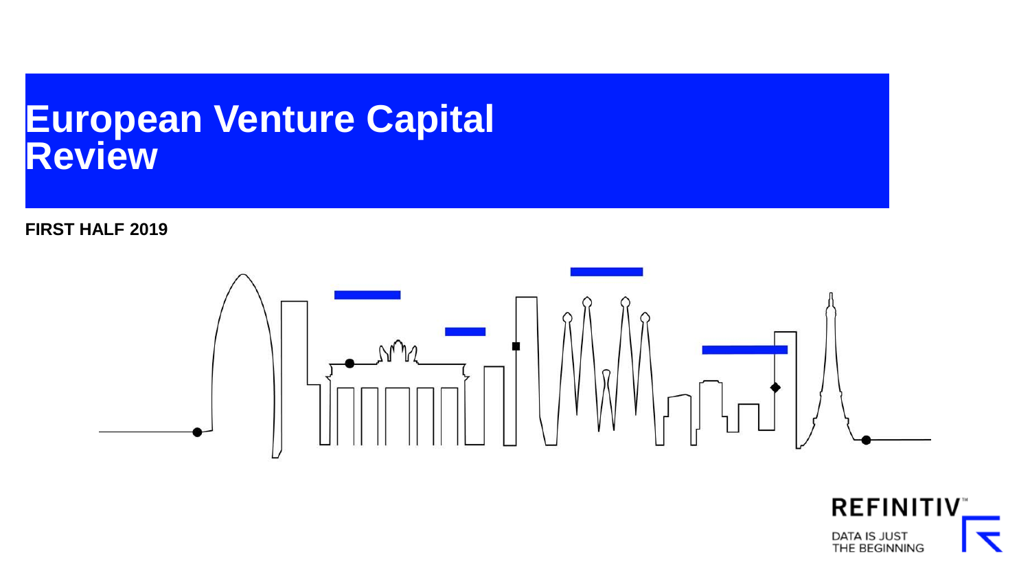# European Venture Capital Review

**FIRST HALF 2019**

REFINITIV

DATA IS JUST THE BEGINNING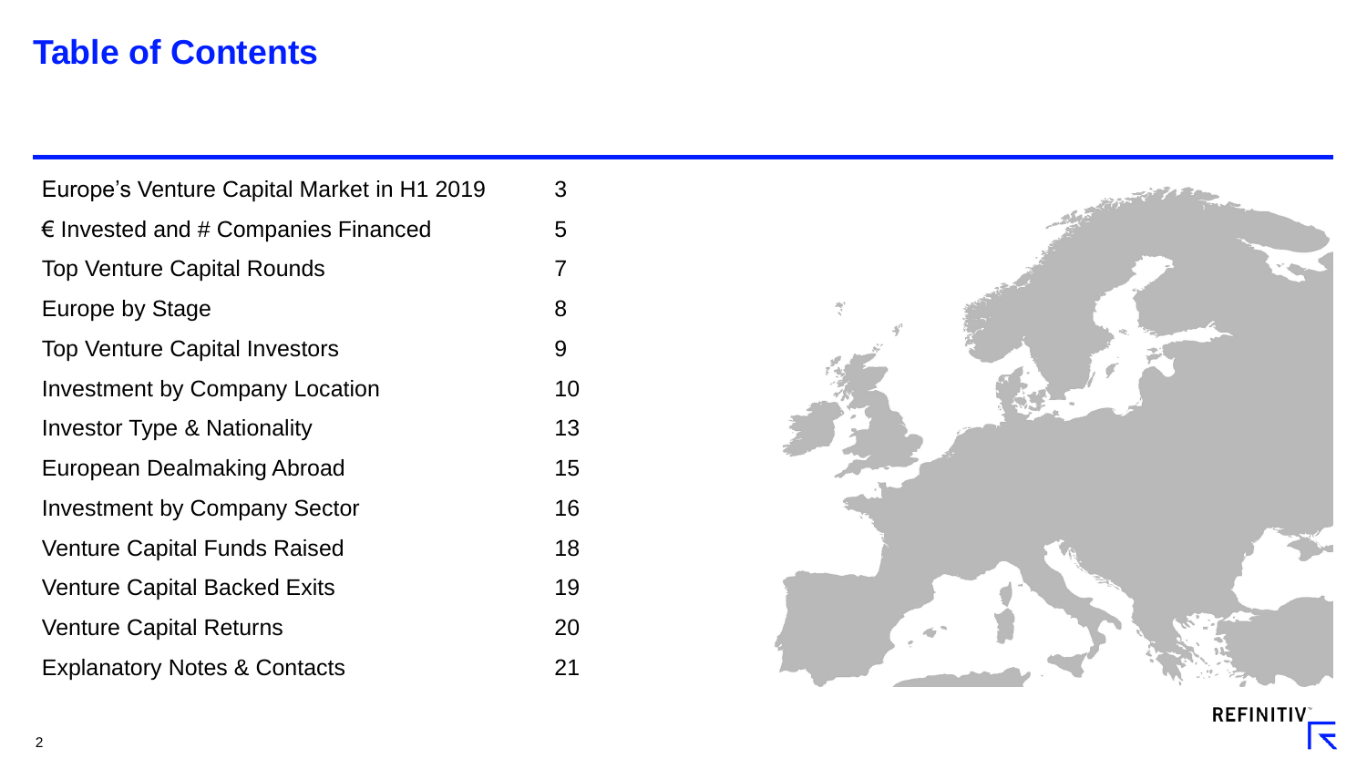# Table of Contents

| | |
|---|---|
| Europe's Venture Capital Market in H1 2019 | 3 |
| € Invested and # Companies Financed | 5 |
| Top Venture Capital Rounds | 7 |
| Europe by Stage | 8 |
| Top Venture Capital Investors | 9 |
| Investment by Company Location | 10 |
| Investor Type & Nationality | 13 |
| European Dealmaking Abroad | 15 |
| Investment by Company Sector | 16 |
| Venture Capital Funds Raised | 18 |
| Venture Capital Backed Exits | 19 |
| Venture Capital Returns | 20 |
| Explanatory Notes & Contacts | 21 |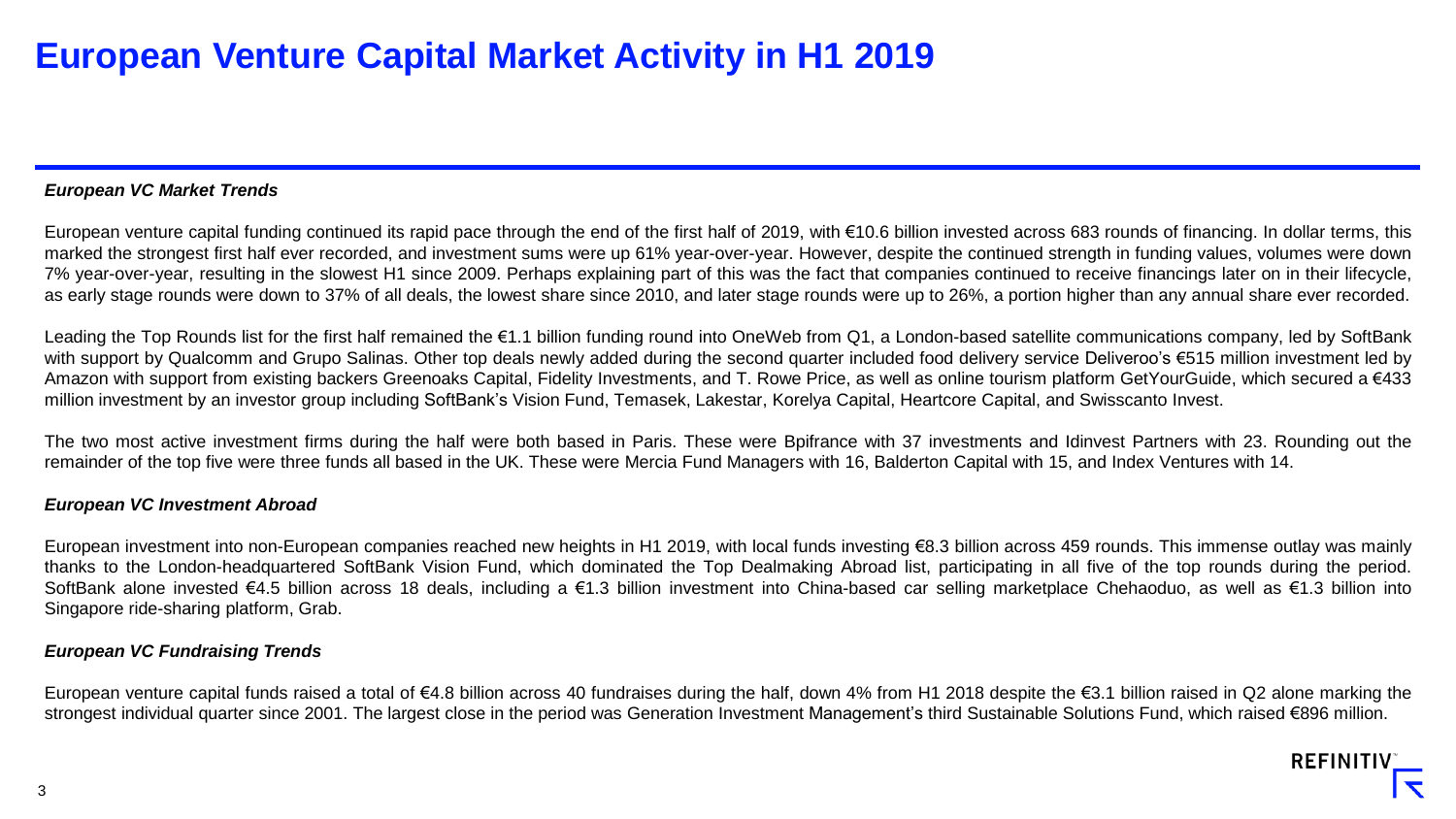# European Venture Capital Market Activity in H1 2019

### *European VC Market Trends*

European venture capital funding continued its rapid pace through the end of the first half of 2019, with €10.6 billion invested across 683 rounds of financing. In dollar terms, this marked the strongest first half ever recorded, and investment sums were up 61% year-over-year. However, despite the continued strength in funding values, volumes were down 7% year-over-year, resulting in the slowest H1 since 2009. Perhaps explaining part of this was the fact that companies continued to receive financings later on in their lifecycle, as early stage rounds were down to 37% of all deals, the lowest share since 2010, and later stage rounds were up to 26%, a portion higher than any annual share ever recorded.

Leading the Top Rounds list for the first half remained the €1.1 billion funding round into OneWeb from Q1, a London-based satellite communications company, led by SoftBank with support by Qualcomm and Grupo Salinas. Other top deals newly added during the second quarter included food delivery service Deliveroo's €515 million investment led by Amazon with support from existing backers Greenoaks Capital, Fidelity Investments, and T. Rowe Price, as well as online tourism platform GetYourGuide, which secured a €433 million investment by an investor group including SoftBank's Vision Fund, Temasek, Lakestar, Korelya Capital, Heartcore Capital, and Swisscanto Invest.

The two most active investment firms during the half were both based in Paris. These were Bpifrance with 37 investments and Idinvest Partners with 23. Rounding out the remainder of the top five were three funds all based in the UK. These were Mercia Fund Managers with 16, Balderton Capital with 15, and Index Ventures with 14.

### *European VC Investment Abroad*

European investment into non-European companies reached new heights in H1 2019, with local funds investing €8.3 billion across 459 rounds. This immense outlay was mainly thanks to the London-headquartered SoftBank Vision Fund, which dominated the Top Dealmaking Abroad list, participating in all five of the top rounds during the period. SoftBank alone invested €4.5 billion across 18 deals, including a €1.3 billion investment into China-based car selling marketplace Chehaoduo, as well as €1.3 billion into Singapore ride-sharing platform, Grab.

### *European VC Fundraising Trends*

European venture capital funds raised a total of €4.8 billion across 40 fundraises during the half, down 4% from H1 2018 despite the €3.1 billion raised in Q2 alone marking the strongest individual quarter since 2001. The largest close in the period was Generation Investment Management's third Sustainable Solutions Fund, which raised €896 million.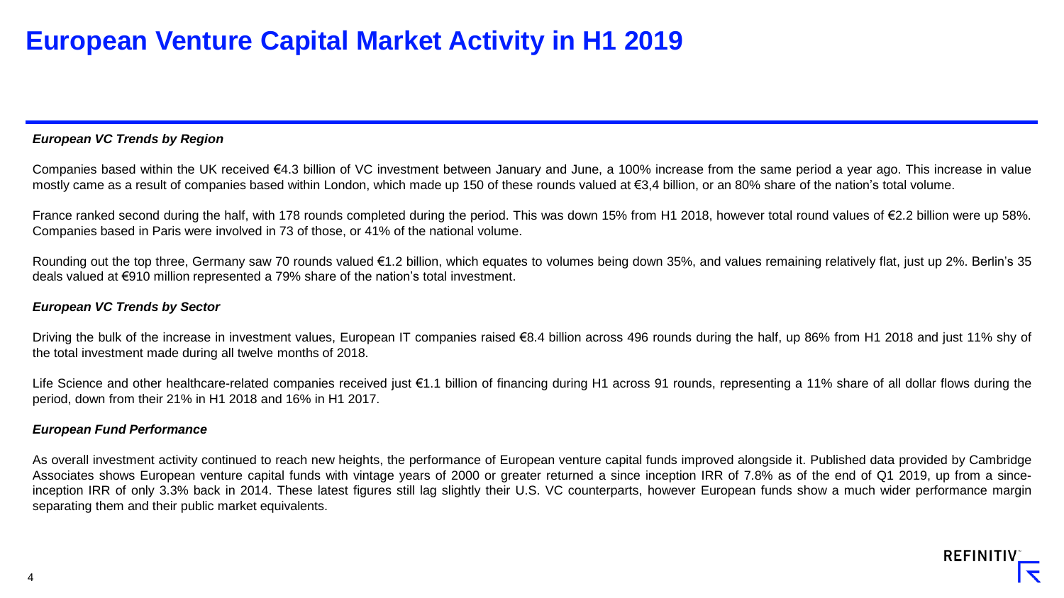# European Venture Capital Market Activity in H1 2019

***European VC Trends by Region***

Companies based within the UK received €4.3 billion of VC investment between January and June, a 100% increase from the same period a year ago. This increase in value mostly came as a result of companies based within London, which made up 150 of these rounds valued at €3,4 billion, or an 80% share of the nation's total volume.

France ranked second during the half, with 178 rounds completed during the period. This was down 15% from H1 2018, however total round values of €2.2 billion were up 58%. Companies based in Paris were involved in 73 of those, or 41% of the national volume.

Rounding out the top three, Germany saw 70 rounds valued €1.2 billion, which equates to volumes being down 35%, and values remaining relatively flat, just up 2%. Berlin's 35 deals valued at €910 million represented a 79% share of the nation's total investment.

***European VC Trends by Sector***

Driving the bulk of the increase in investment values, European IT companies raised €8.4 billion across 496 rounds during the half, up 86% from H1 2018 and just 11% shy of the total investment made during all twelve months of 2018.

Life Science and other healthcare-related companies received just €1.1 billion of financing during H1 across 91 rounds, representing a 11% share of all dollar flows during the period, down from their 21% in H1 2018 and 16% in H1 2017.

***European Fund Performance***

As overall investment activity continued to reach new heights, the performance of European venture capital funds improved alongside it. Published data provided by Cambridge Associates shows European venture capital funds with vintage years of 2000 or greater returned a since inception IRR of 7.8% as of the end of Q1 2019, up from a since-inception IRR of only 3.3% back in 2014. These latest figures still lag slightly their U.S. VC counterparts, however European funds show a much wider performance margin separating them and their public market equivalents.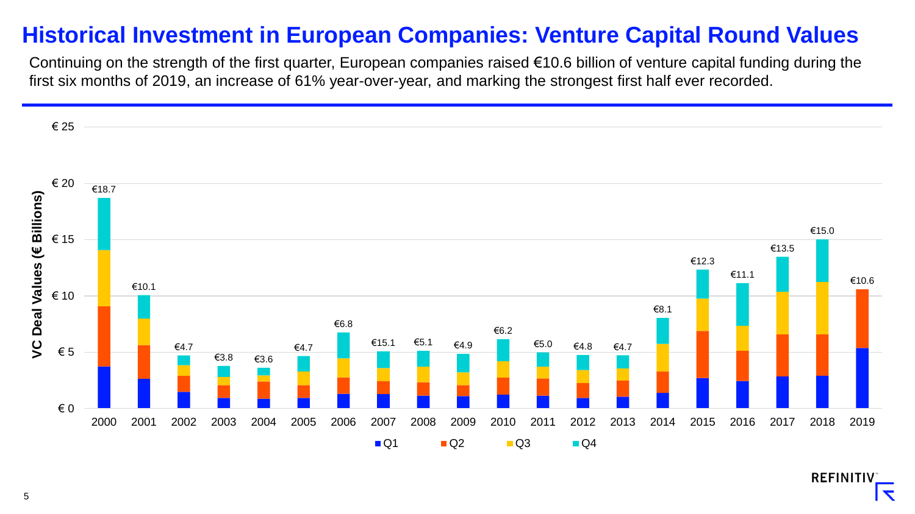# Historical Investment in European Companies: Venture Capital Round Values

Continuing on the strength of the first quarter, European companies raised €10.6 billion of venture capital funding during the first six months of 2019, an increase of 61% year-over-year, and marking the strongest first half ever recorded.

VC Deal Values (€ Billions)

€ 25
€ 20
€ 15
€ 10
€ 5
€ 0

2000: €18.7
2001: €10.1
2002: €4.7
2003: €3.8
2004: €3.6
2005: €4.7
2006: €6.8
2007: €15.1
2008: €5.1
2009: €4.9
2010: €6.2
2011: €5.0
2012: €4.8
2013: €4.7
2014: €8.1
2015: €12.3
2016: €11.1
2017: €13.5
2018: €15.0
2019: €10.6

Q1 Q2 Q3 Q4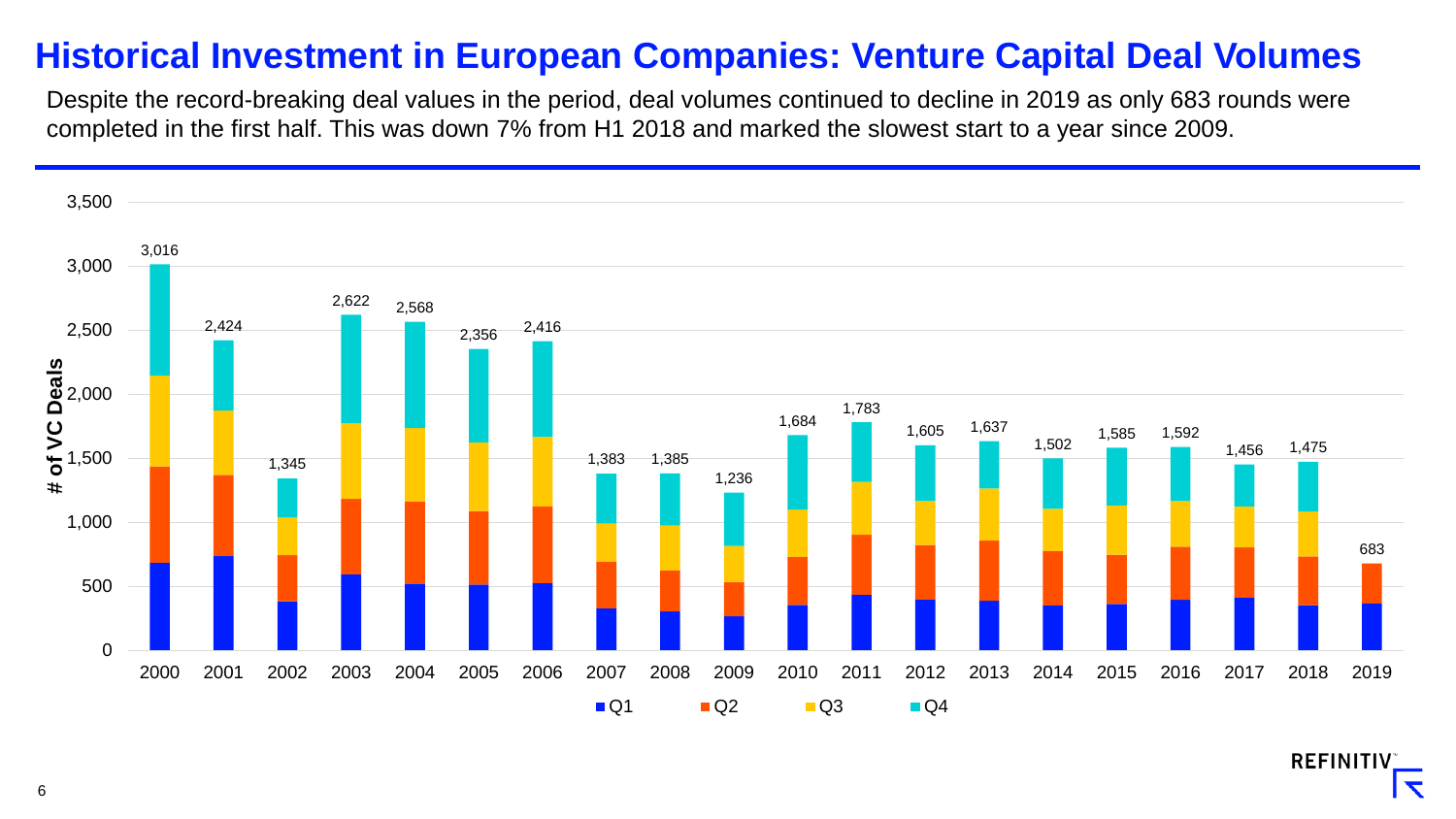# Historical Investment in European Companies: Venture Capital Deal Volumes

Despite the record-breaking deal values in the period, deal volumes continued to decline in 2019 as only 683 rounds were completed in the first half. This was down 7% from H1 2018 and marked the slowest start to a year since 2009.

| Year | # of VC Deals |
|---|---|
| 2000 | 3,016 |
| 2001 | 2,424 |
| 2002 | 1,345 |
| 2003 | 2,622 |
| 2004 | 2,568 |
| 2005 | 2,356 |
| 2006 | 2,416 |
| 2007 | 1,383 |
| 2008 | 1,385 |
| 2009 | 1,236 |
| 2010 | 1,684 |
| 2011 | 1,783 |
| 2012 | 1,605 |
| 2013 | 1,637 |
| 2014 | 1,502 |
| 2015 | 1,585 |
| 2016 | 1,592 |
| 2017 | 1,456 |
| 2018 | 1,475 |
| 2019 | 683 |

Q1 Q2 Q3 Q4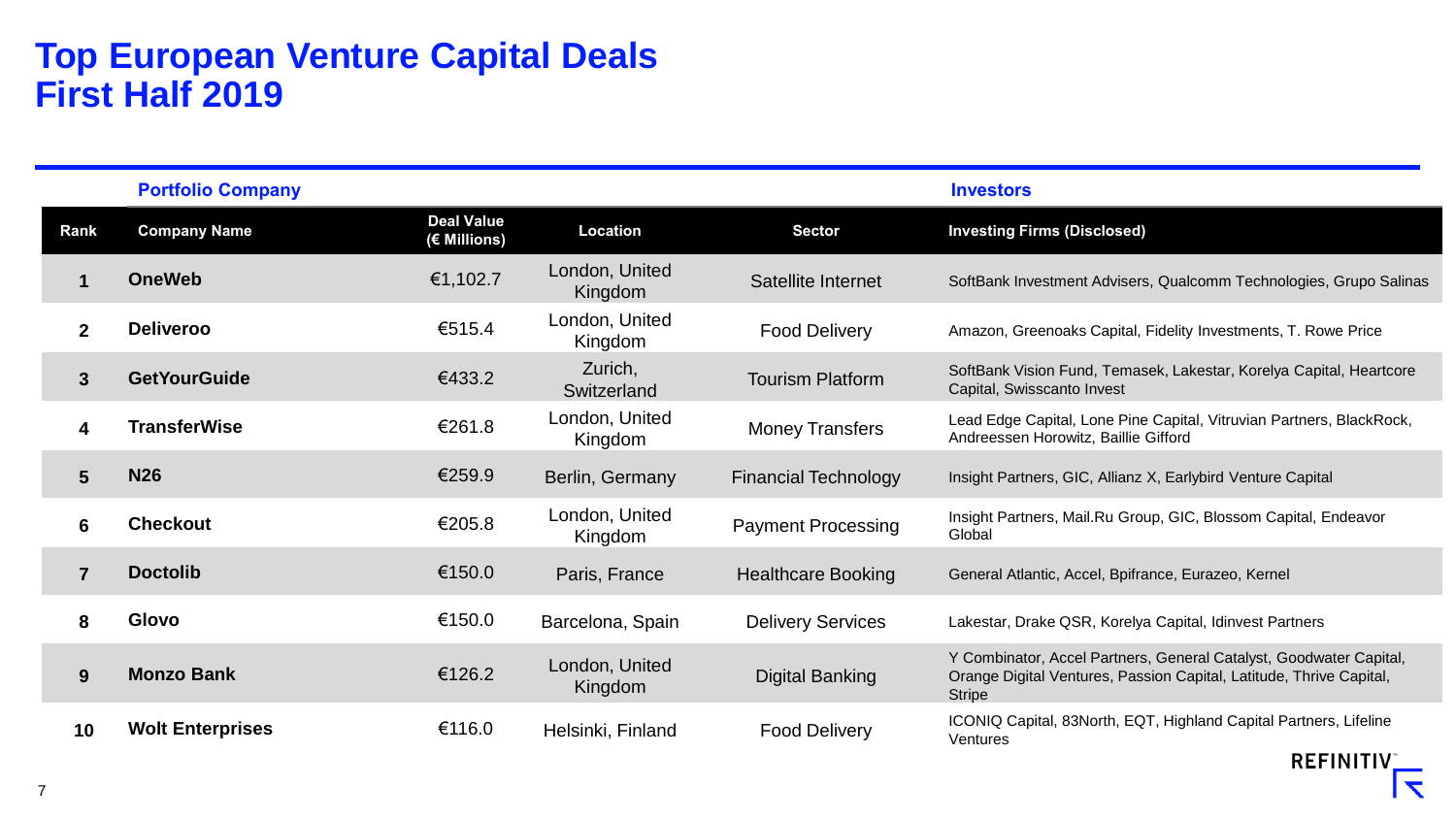# Top European Venture Capital Deals First Half 2019

| | Portfolio Company | | | | Investors |
|---|---|---|---|---|---|
| **Rank** | **Company Name** | **Deal Value (€ Millions)** | **Location** | **Sector** | **Investing Firms (Disclosed)** |
| 1 | **OneWeb** | €1,102.7 | London, United Kingdom | Satellite Internet | SoftBank Investment Advisers, Qualcomm Technologies, Grupo Salinas |
| 2 | **Deliveroo** | €515.4 | London, United Kingdom | Food Delivery | Amazon, Greenoaks Capital, Fidelity Investments, T. Rowe Price |
| 3 | **GetYourGuide** | €433.2 | Zurich, Switzerland | Tourism Platform | SoftBank Vision Fund, Temasek, Lakestar, Korelya Capital, Heartcore Capital, Swisscanto Invest |
| 4 | **TransferWise** | €261.8 | London, United Kingdom | Money Transfers | Lead Edge Capital, Lone Pine Capital, Vitruvian Partners, BlackRock, Andreessen Horowitz, Baillie Gifford |
| 5 | **N26** | €259.9 | Berlin, Germany | Financial Technology | Insight Partners, GIC, Allianz X, Earlybird Venture Capital |
| 6 | **Checkout** | €205.8 | London, United Kingdom | Payment Processing | Insight Partners, Mail.Ru Group, GIC, Blossom Capital, Endeavor Global |
| 7 | **Doctolib** | €150.0 | Paris, France | Healthcare Booking | General Atlantic, Accel, Bpifrance, Eurazeo, Kernel |
| 8 | **Glovo** | €150.0 | Barcelona, Spain | Delivery Services | Lakestar, Drake QSR, Korelya Capital, Idinvest Partners |
| 9 | **Monzo Bank** | €126.2 | London, United Kingdom | Digital Banking | Y Combinator, Accel Partners, General Catalyst, Goodwater Capital, Orange Digital Ventures, Passion Capital, Latitude, Thrive Capital, Stripe |
| 10 | **Wolt Enterprises** | €116.0 | Helsinki, Finland | Food Delivery | ICONIQ Capital, 83North, EQT, Highland Capital Partners, Lifeline Ventures |

REFINITIV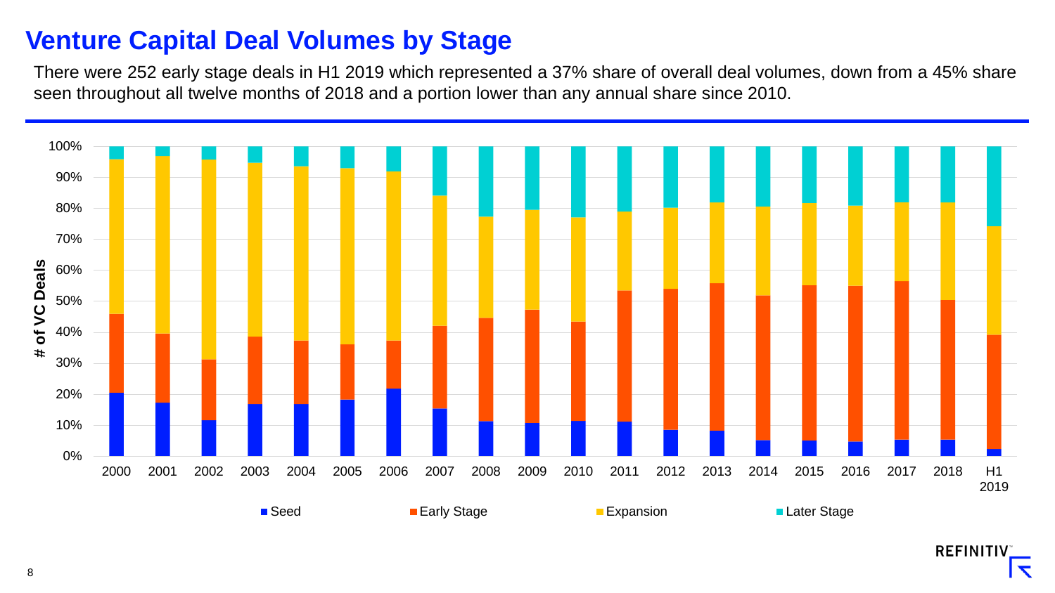# Venture Capital Deal Volumes by Stage

There were 252 early stage deals in H1 2019 which represented a 37% share of overall deal volumes, down from a 45% share seen throughout all twelve months of 2018 and a portion lower than any annual share since 2010.

# of VC Deals

100%
90%
80%
70%
60%
50%
40%
30%
20%
10%
0%

2000 2001 2002 2003 2004 2005 2006 2007 2008 2009 2010 2011 2012 2013 2014 2015 2016 2017 2018 H1 2019

Seed
Early Stage
Expansion
Later Stage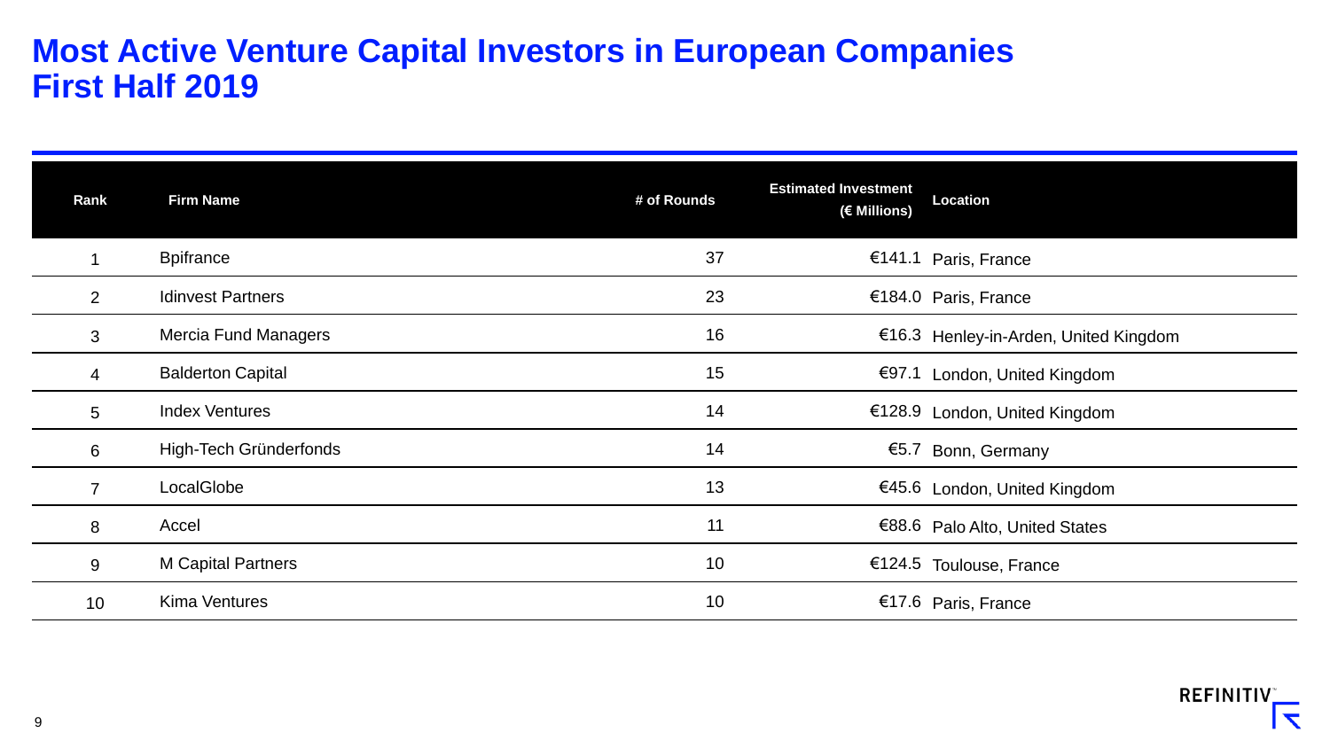# Most Active Venture Capital Investors in European Companies First Half 2019

| Rank | Firm Name | # of Rounds | Estimated Investment (€ Millions) | Location |
|---|---|---|---|---|
| 1 | Bpifrance | 37 | €141.1 | Paris, France |
| 2 | Idinvest Partners | 23 | €184.0 | Paris, France |
| 3 | Mercia Fund Managers | 16 | €16.3 | Henley-in-Arden, United Kingdom |
| 4 | Balderton Capital | 15 | €97.1 | London, United Kingdom |
| 5 | Index Ventures | 14 | €128.9 | London, United Kingdom |
| 6 | High-Tech Gründerfonds | 14 | €5.7 | Bonn, Germany |
| 7 | LocalGlobe | 13 | €45.6 | London, United Kingdom |
| 8 | Accel | 11 | €88.6 | Palo Alto, United States |
| 9 | M Capital Partners | 10 | €124.5 | Toulouse, France |
| 10 | Kima Ventures | 10 | €17.6 | Paris, France |

REFINITIV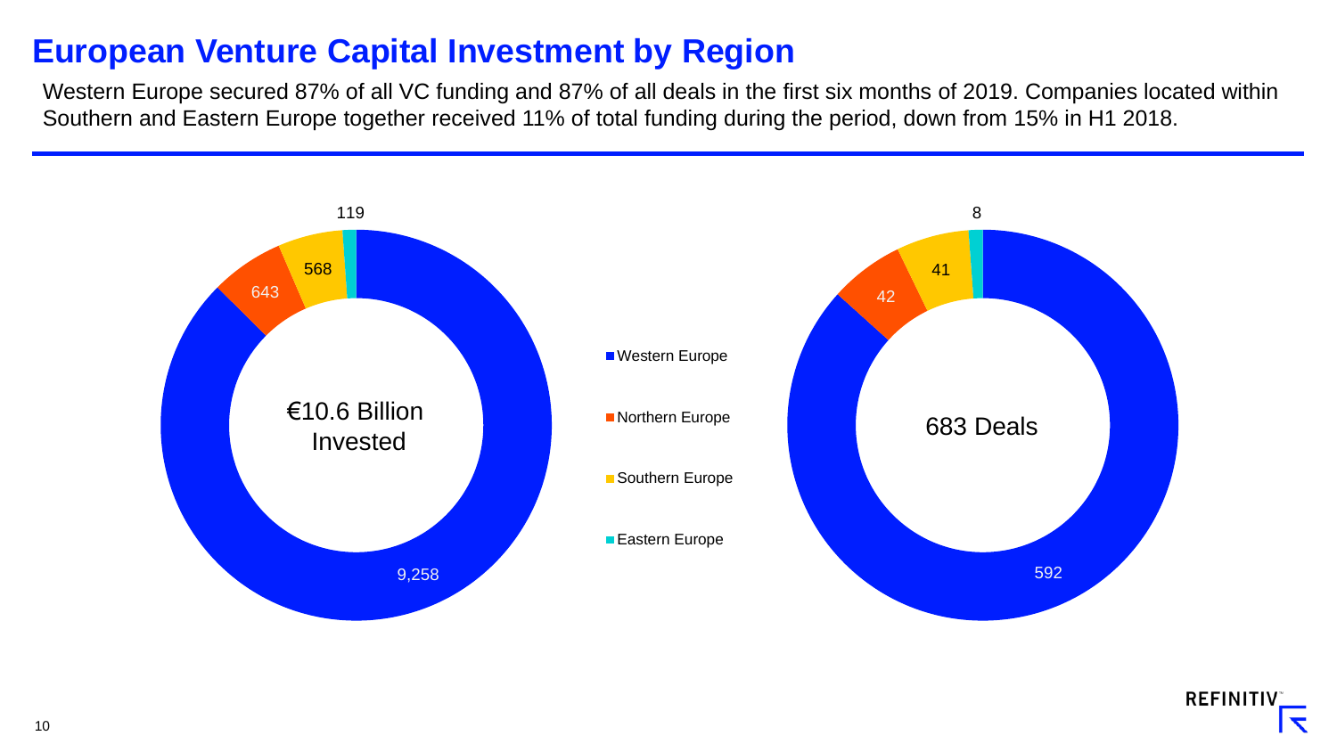# European Venture Capital Investment by Region

Western Europe secured 87% of all VC funding and 87% of all deals in the first six months of 2019. Companies located within Southern and Eastern Europe together received 11% of total funding during the period, down from 15% in H1 2018.

€10.6 Billion Invested

9,258
643
568
119

683 Deals

592
42
41
8

Western Europe
Northern Europe
Southern Europe
Eastern Europe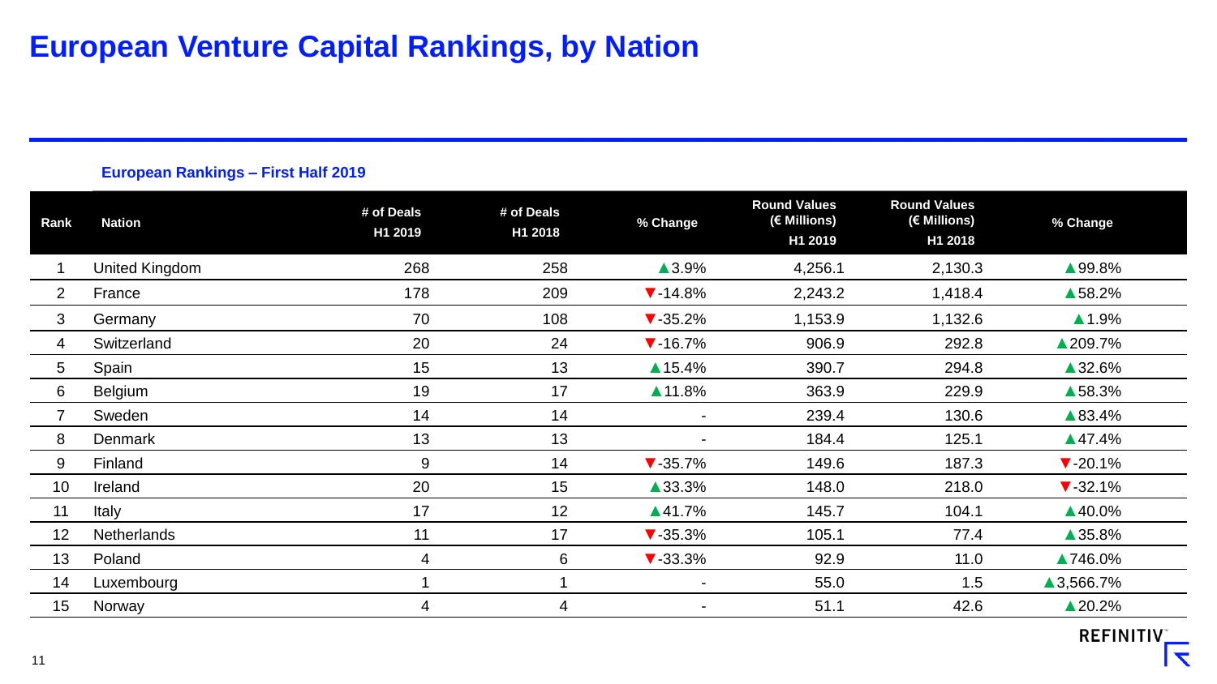# European Venture Capital Rankings, by Nation

### European Rankings – First Half 2019

| Rank | Nation | # of Deals H1 2019 | # of Deals H1 2018 | % Change | Round Values (€ Millions) H1 2019 | Round Values (€ Millions) H1 2018 | % Change |
|---|---|---|---|---|---|---|---|
| 1 | United Kingdom | 268 | 258 | ▲3.9% | 4,256.1 | 2,130.3 | ▲99.8% |
| 2 | France | 178 | 209 | ▼-14.8% | 2,243.2 | 1,418.4 | ▲58.2% |
| 3 | Germany | 70 | 108 | ▼-35.2% | 1,153.9 | 1,132.6 | ▲1.9% |
| 4 | Switzerland | 20 | 24 | ▼-16.7% | 906.9 | 292.8 | ▲209.7% |
| 5 | Spain | 15 | 13 | ▲15.4% | 390.7 | 294.8 | ▲32.6% |
| 6 | Belgium | 19 | 17 | ▲11.8% | 363.9 | 229.9 | ▲58.3% |
| 7 | Sweden | 14 | 14 | - | 239.4 | 130.6 | ▲83.4% |
| 8 | Denmark | 13 | 13 | - | 184.4 | 125.1 | ▲47.4% |
| 9 | Finland | 9 | 14 | ▼-35.7% | 149.6 | 187.3 | ▼-20.1% |
| 10 | Ireland | 20 | 15 | ▲33.3% | 148.0 | 218.0 | ▼-32.1% |
| 11 | Italy | 17 | 12 | ▲41.7% | 145.7 | 104.1 | ▲40.0% |
| 12 | Netherlands | 11 | 17 | ▼-35.3% | 105.1 | 77.4 | ▲35.8% |
| 13 | Poland | 4 | 6 | ▼-33.3% | 92.9 | 11.0 | ▲746.0% |
| 14 | Luxembourg | 1 | 1 | - | 55.0 | 1.5 | ▲3,566.7% |
| 15 | Norway | 4 | 4 | - | 51.1 | 42.6 | ▲20.2% |

REFINITIV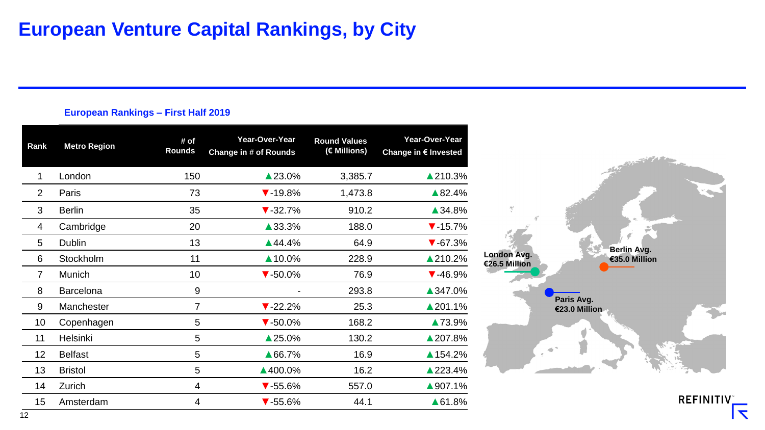# European Venture Capital Rankings, by City

### European Rankings – First Half 2019

| Rank | Metro Region | # of Rounds | Year-Over-Year Change in # of Rounds | Round Values (€ Millions) | Year-Over-Year Change in € Invested |
|---|---|---|---|---|---|
| 1 | London | 150 | ▲23.0% | 3,385.7 | ▲210.3% |
| 2 | Paris | 73 | ▼-19.8% | 1,473.8 | ▲82.4% |
| 3 | Berlin | 35 | ▼-32.7% | 910.2 | ▲34.8% |
| 4 | Cambridge | 20 | ▲33.3% | 188.0 | ▼-15.7% |
| 5 | Dublin | 13 | ▲44.4% | 64.9 | ▼-67.3% |
| 6 | Stockholm | 11 | ▲10.0% | 228.9 | ▲210.2% |
| 7 | Munich | 10 | ▼-50.0% | 76.9 | ▼-46.9% |
| 8 | Barcelona | 9 | - | 293.8 | ▲347.0% |
| 9 | Manchester | 7 | ▼-22.2% | 25.3 | ▲201.1% |
| 10 | Copenhagen | 5 | ▼-50.0% | 168.2 | ▲73.9% |
| 11 | Helsinki | 5 | ▲25.0% | 130.2 | ▲207.8% |
| 12 | Belfast | 5 | ▲66.7% | 16.9 | ▲154.2% |
| 13 | Bristol | 5 | ▲400.0% | 16.2 | ▲223.4% |
| 14 | Zurich | 4 | ▼-55.6% | 557.0 | ▲907.1% |
| 15 | Amsterdam | 4 | ▼-55.6% | 44.1 | ▲61.8% |

London Avg.
€26.5 Million

Berlin Avg.
€35.0 Million

Paris Avg.
€23.0 Million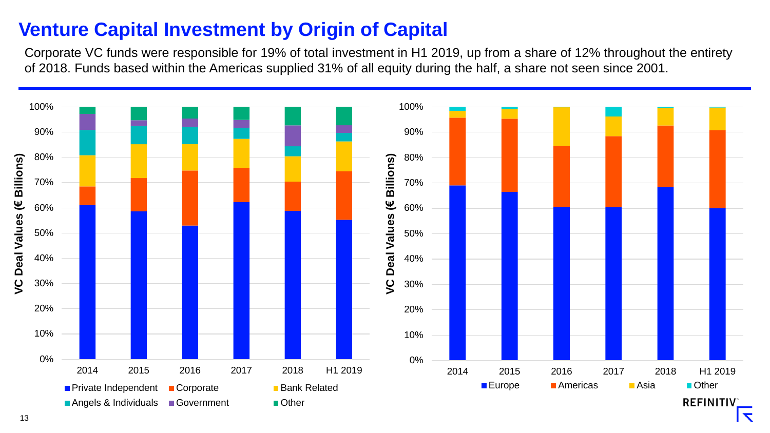# Venture Capital Investment by Origin of Capital

Corporate VC funds were responsible for 19% of total investment in H1 2019, up from a share of 12% throughout the entirety of 2018. Funds based within the Americas supplied 31% of all equity during the half, a share not seen since 2001.

VC Deal Values (€ Billions)

100%
90%
80%
70%
60%
50%
40%
30%
20%
10%
0%

2014 2015 2016 2017 2018 H1 2019

Private Independent, Corporate, Bank Related, Angels & Individuals, Government, Other

VC Deal Values (€ Billions)

100%
90%
80%
70%
60%
50%
40%
30%
20%
10%
0%

2014 2015 2016 2017 2018 H1 2019

Europe, Americas, Asia, Other

REFINITIV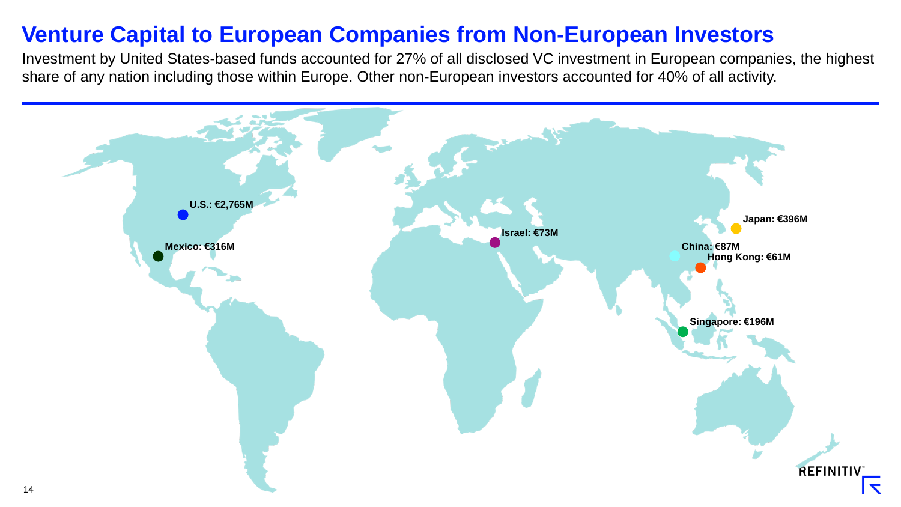# Venture Capital to European Companies from Non-European Investors

Investment by United States-based funds accounted for 27% of all disclosed VC investment in European companies, the highest share of any nation including those within Europe. Other non-European investors accounted for 40% of all activity.

U.S.: €2,765M

Mexico: €316M

Israel: €73M

Japan: €396M

China: €87M

Hong Kong: €61M

Singapore: €196M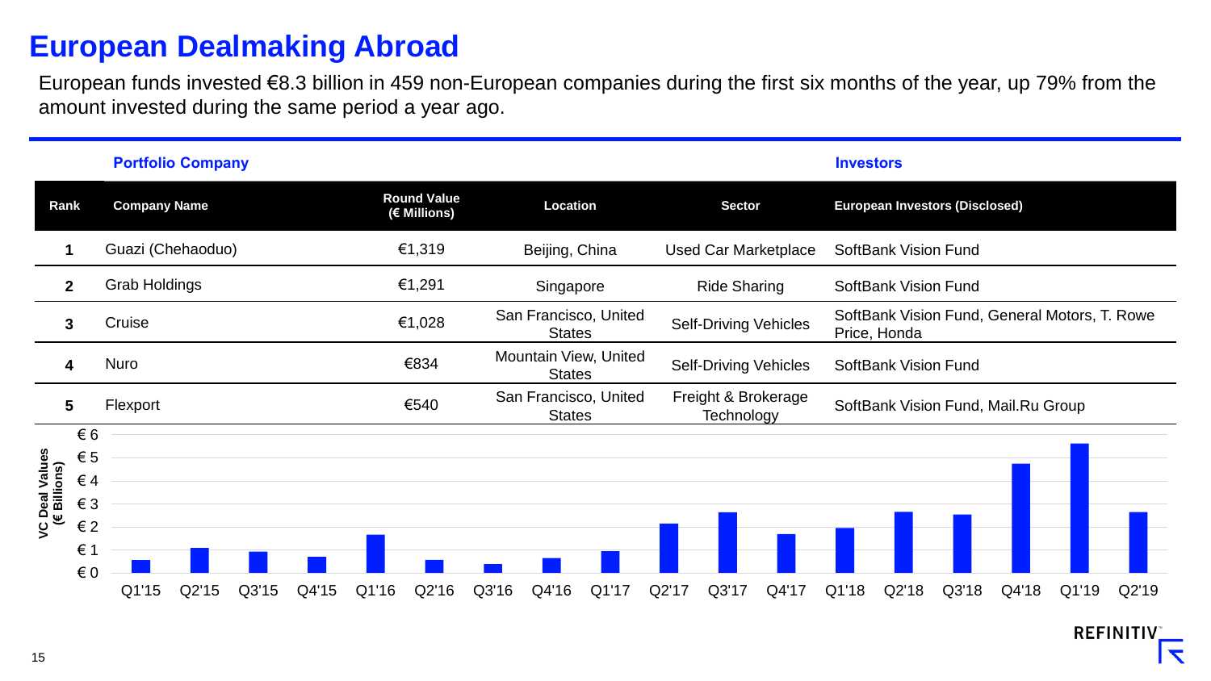# European Dealmaking Abroad

European funds invested €8.3 billion in 459 non-European companies during the first six months of the year, up 79% from the amount invested during the same period a year ago.

| | Portfolio Company | | | | Investors |
|---|---|---|---|---|---|
| Rank | Company Name | Round Value (€ Millions) | Location | Sector | European Investors (Disclosed) |
| 1 | Guazi (Chehaoduo) | €1,319 | Beijing, China | Used Car Marketplace | SoftBank Vision Fund |
| 2 | Grab Holdings | €1,291 | Singapore | Ride Sharing | SoftBank Vision Fund |
| 3 | Cruise | €1,028 | San Francisco, United States | Self-Driving Vehicles | SoftBank Vision Fund, General Motors, T. Rowe Price, Honda |
| 4 | Nuro | €834 | Mountain View, United States | Self-Driving Vehicles | SoftBank Vision Fund |
| 5 | Flexport | €540 | San Francisco, United States | Freight & Brokerage Technology | SoftBank Vision Fund, Mail.Ru Group |

VC Deal Values (€ Billions)

€ 6
€ 5
€ 4
€ 3
€ 2
€ 1
€ 0

Q1'15 Q2'15 Q3'15 Q4'15 Q1'16 Q2'16 Q3'16 Q4'16 Q1'17 Q2'17 Q3'17 Q4'17 Q1'18 Q2'18 Q3'18 Q4'18 Q1'19 Q2'19

REFINITIV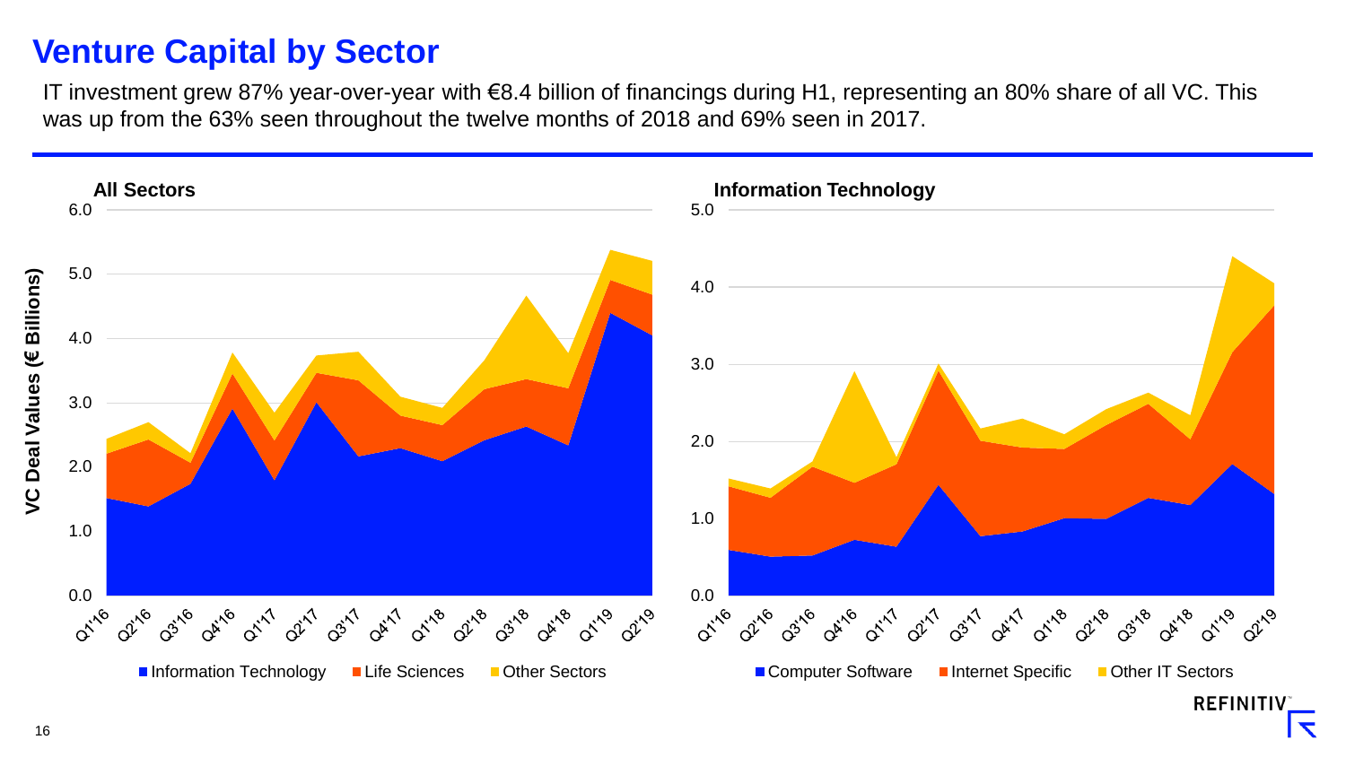# Venture Capital by Sector

IT investment grew 87% year-over-year with €8.4 billion of financings during H1, representing an 80% share of all VC. This was up from the 63% seen throughout the twelve months of 2018 and 69% seen in 2017.

**All Sectors**

VC Deal Values (€ Billions)

6.0
5.0
4.0
3.0
2.0
1.0
0.0

Q1'16 Q2'16 Q3'16 Q4'16 Q1'17 Q2'17 Q3'17 Q4'17 Q1'18 Q2'18 Q3'18 Q4'18 Q1'19 Q2'19

Information Technology | Life Sciences | Other Sectors

**Information Technology**

5.0
4.0
3.0
2.0
1.0
0.0

Q1'16 Q2'16 Q3'16 Q4'16 Q1'17 Q2'17 Q3'17 Q4'17 Q1'18 Q2'18 Q3'18 Q4'18 Q1'19 Q2'19

Computer Software | Internet Specific | Other IT Sectors

REFINITIV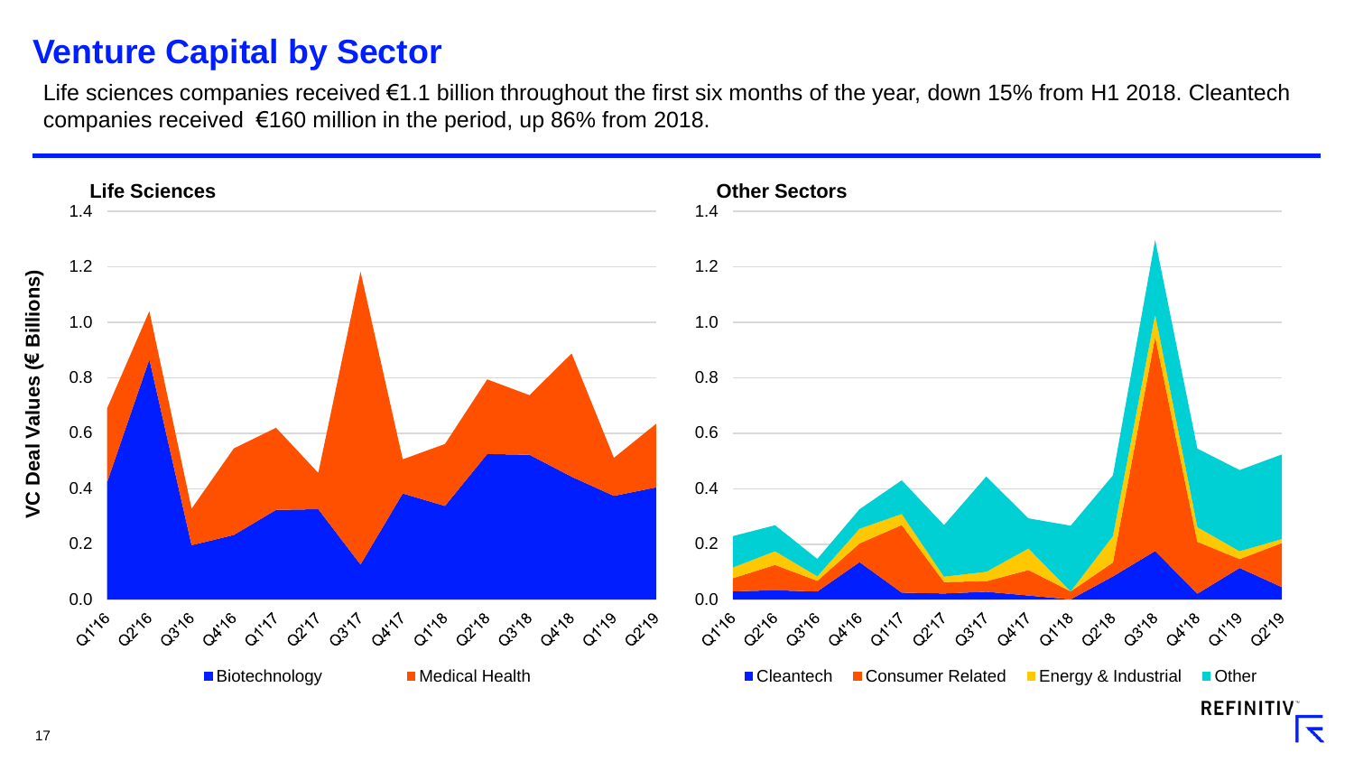# Venture Capital by Sector

Life sciences companies received €1.1 billion throughout the first six months of the year, down 15% from H1 2018. Cleantech companies received €160 million in the period, up 86% from 2018.

**Life Sciences**

VC Deal Values (€ Billions)

1.4
1.2
1.0
0.8
0.6
0.4
0.2
0.0

Q1'16 Q2'16 Q3'16 Q4'16 Q1'17 Q2'17 Q3'17 Q4'17 Q1'18 Q2'18 Q3'18 Q4'18 Q1'19 Q2'19

Biotechnology    Medical Health

**Other Sectors**

1.4
1.2
1.0
0.8
0.6
0.4
0.2
0.0

Q1'16 Q2'16 Q3'16 Q4'16 Q1'17 Q2'17 Q3'17 Q4'17 Q1'18 Q2'18 Q3'18 Q4'18 Q1'19 Q2'19

Cleantech    Consumer Related    Energy & Industrial    Other

REFINITIV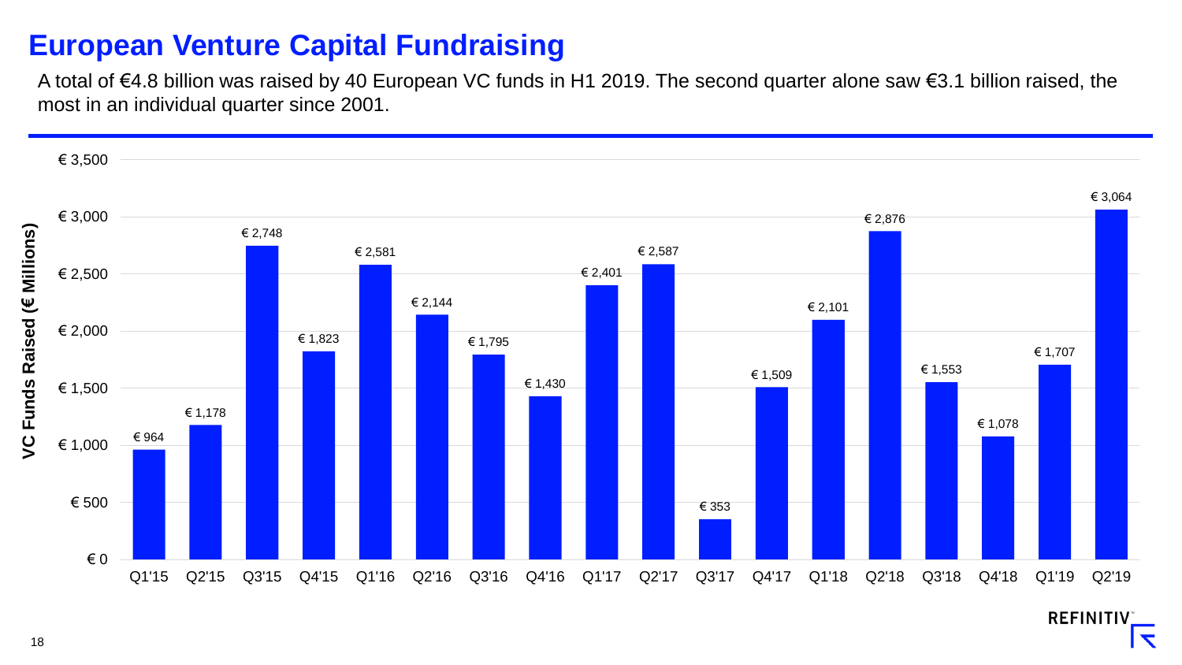# European Venture Capital Fundraising

A total of €4.8 billion was raised by 40 European VC funds in H1 2019. The second quarter alone saw €3.1 billion raised, the most in an individual quarter since 2001.

VC Funds Raised (€ Millions)

€ 3,500
€ 3,000
€ 2,500
€ 2,000
€ 1,500
€ 1,000
€ 500
€ 0

€ 964
€ 1,178
€ 2,748
€ 1,823
€ 2,581
€ 2,144
€ 1,795
€ 1,430
€ 2,401
€ 2,587
€ 353
€ 1,509
€ 2,101
€ 2,876
€ 1,553
€ 1,078
€ 1,707
€ 3,064

Q1'15 Q2'15 Q3'15 Q4'15 Q1'16 Q2'16 Q3'16 Q4'16 Q1'17 Q2'17 Q3'17 Q4'17 Q1'18 Q2'18 Q3'18 Q4'18 Q1'19 Q2'19

REFINITIV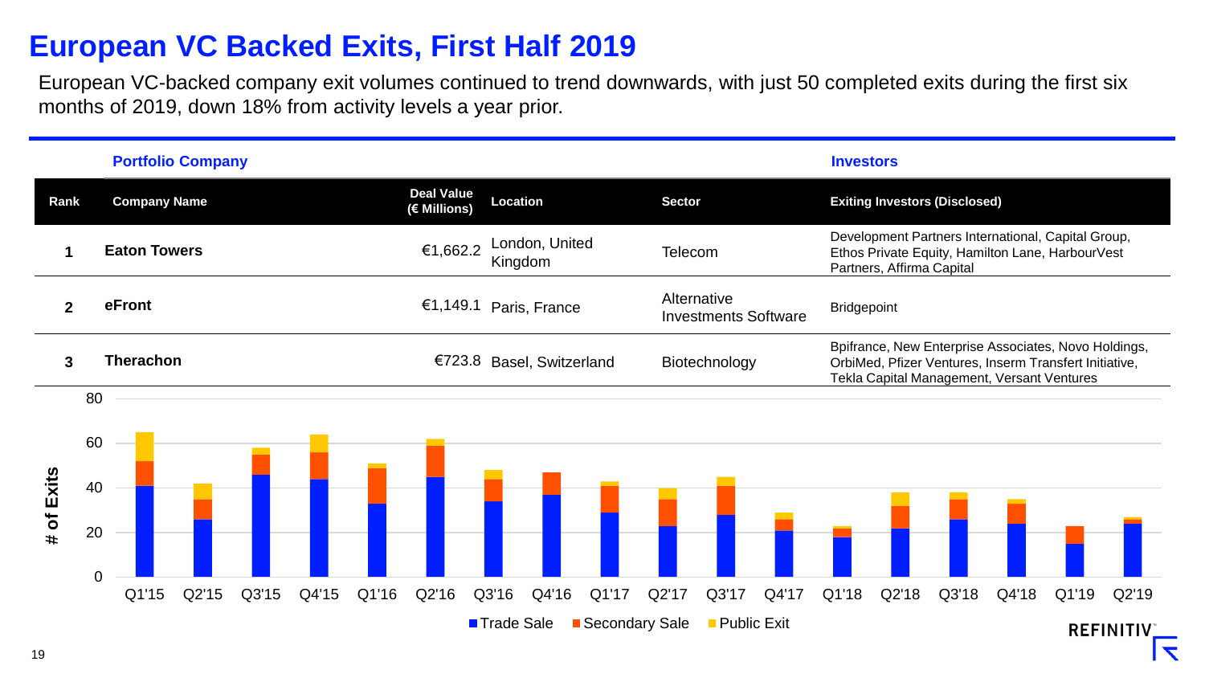# European VC Backed Exits, First Half 2019

European VC-backed company exit volumes continued to trend downwards, with just 50 completed exits during the first six months of 2019, down 18% from activity levels a year prior.

| | Portfolio Company | | | | Investors |
|---|---|---|---|---|---|
| Rank | Company Name | Deal Value (€ Millions) | Location | Sector | Exiting Investors (Disclosed) |
| 1 | **Eaton Towers** | €1,662.2 | London, United Kingdom | Telecom | Development Partners International, Capital Group, Ethos Private Equity, Hamilton Lane, HarbourVest Partners, Affirma Capital |
| 2 | **eFront** | €1,149.1 | Paris, France | Alternative Investments Software | Bridgepoint |
| 3 | **Therachon** | €723.8 | Basel, Switzerland | Biotechnology | Bpifrance, New Enterprise Associates, Novo Holdings, OrbiMed, Pfizer Ventures, Inserm Transfert Initiative, Tekla Capital Management, Versant Ventures |

80
60
40
20
0

# of Exits

Q1'15 Q2'15 Q3'15 Q4'15 Q1'16 Q2'16 Q3'16 Q4'16 Q1'17 Q2'17 Q3'17 Q4'17 Q1'18 Q2'18 Q3'18 Q4'18 Q1'19 Q2'19

Trade Sale Secondary Sale Public Exit

REFINITIV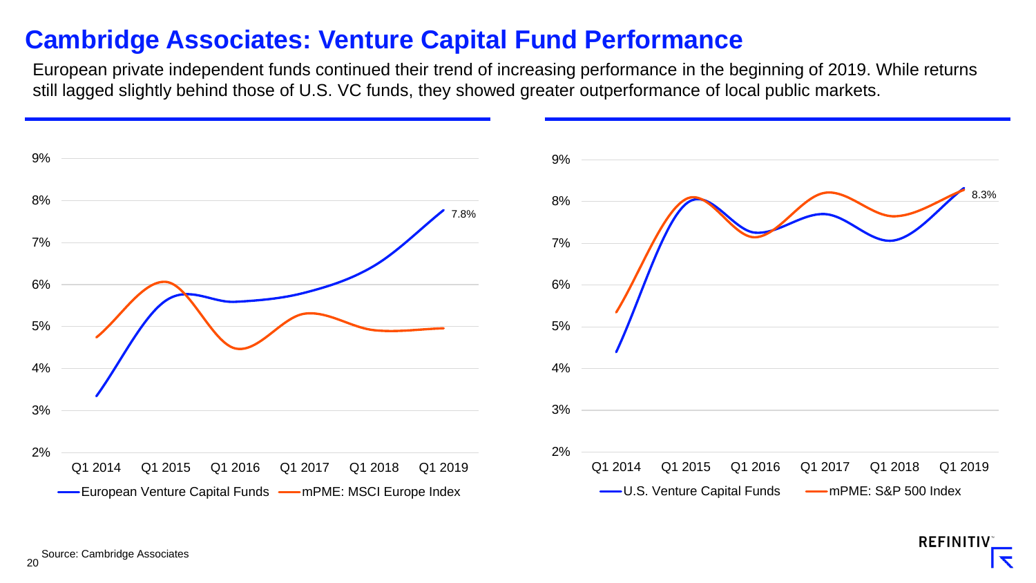# Cambridge Associates: Venture Capital Fund Performance

European private independent funds continued their trend of increasing performance in the beginning of 2019. While returns still lagged slightly behind those of U.S. VC funds, they showed greater outperformance of local public markets.

9%
8%
7%
6%
5%
4%
3%
2%

7.8%

Q1 2014 Q1 2015 Q1 2016 Q1 2017 Q1 2018 Q1 2019

European Venture Capital Funds — mPME: MSCI Europe Index

9%
8%
7%
6%
5%
4%
3%
2%

8.3%

Q1 2014 Q1 2015 Q1 2016 Q1 2017 Q1 2018 Q1 2019

U.S. Venture Capital Funds — mPME: S&P 500 Index

Source: Cambridge Associates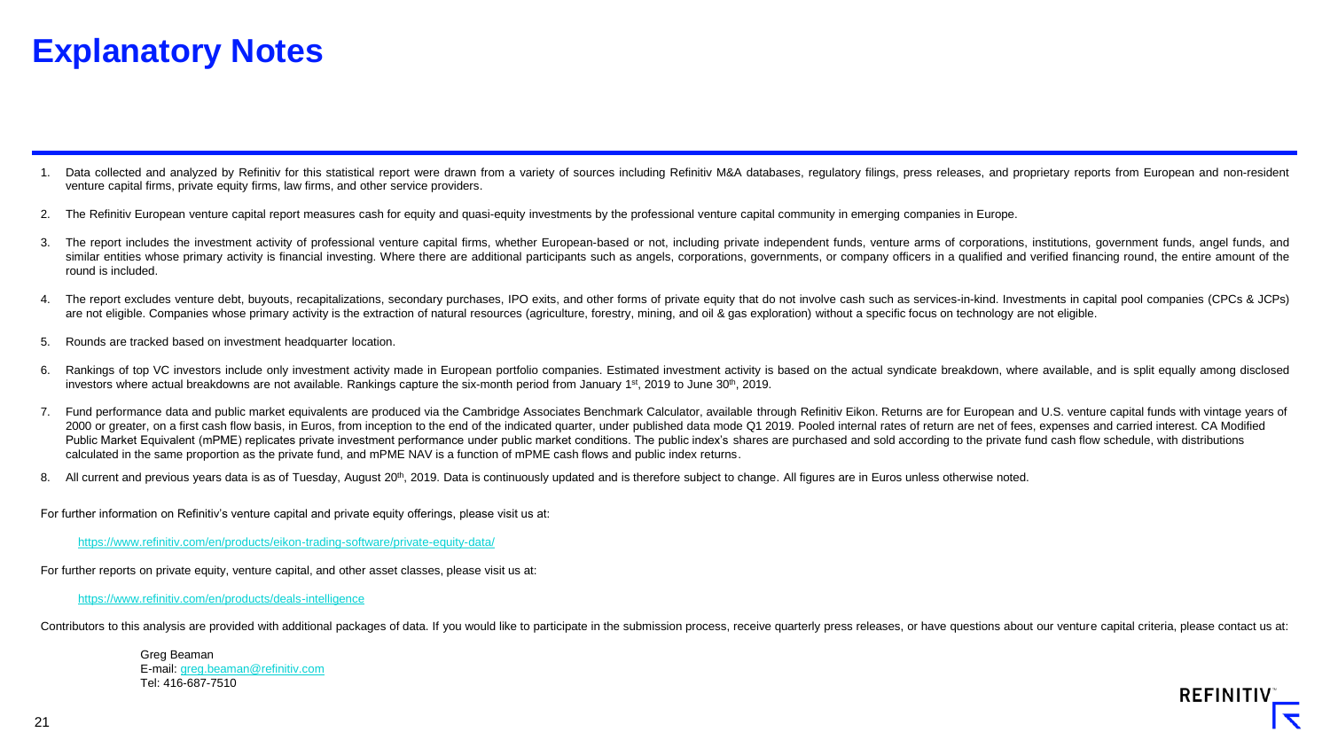# Explanatory Notes

1. Data collected and analyzed by Refinitiv for this statistical report were drawn from a variety of sources including Refinitiv M&A databases, regulatory filings, press releases, and proprietary reports from European and non-resident venture capital firms, private equity firms, law firms, and other service providers.

2. The Refinitiv European venture capital report measures cash for equity and quasi-equity investments by the professional venture capital community in emerging companies in Europe.

3. The report includes the investment activity of professional venture capital firms, whether European-based or not, including private independent funds, venture arms of corporations, institutions, government funds, angel funds, and similar entities whose primary activity is financial investing. Where there are additional participants such as angels, corporations, governments, or company officers in a qualified and verified financing round, the entire amount of the round is included.

4. The report excludes venture debt, buyouts, recapitalizations, secondary purchases, IPO exits, and other forms of private equity that do not involve cash such as services-in-kind. Investments in capital pool companies (CPCs & JCPs) are not eligible. Companies whose primary activity is the extraction of natural resources (agriculture, forestry, mining, and oil & gas exploration) without a specific focus on technology are not eligible.

5. Rounds are tracked based on investment headquarter location.

6. Rankings of top VC investors include only investment activity made in European portfolio companies. Estimated investment activity is based on the actual syndicate breakdown, where available, and is split equally among disclosed investors where actual breakdowns are not available. Rankings capture the six-month period from January 1st, 2019 to June 30th, 2019.

7. Fund performance data and public market equivalents are produced via the Cambridge Associates Benchmark Calculator, available through Refinitiv Eikon. Returns are for European and U.S. venture capital funds with vintage years of 2000 or greater, on a first cash flow basis, in Euros, from inception to the end of the indicated quarter, under published data mode Q1 2019. Pooled internal rates of return are net of fees, expenses and carried interest. CA Modified Public Market Equivalent (mPME) replicates private investment performance under public market conditions. The public index's shares are purchased and sold according to the private fund cash flow schedule, with distributions calculated in the same proportion as the private fund, and mPME NAV is a function of mPME cash flows and public index returns.

8. All current and previous years data is as of Tuesday, August 20th, 2019. Data is continuously updated and is therefore subject to change. All figures are in Euros unless otherwise noted.

For further information on Refinitiv's venture capital and private equity offerings, please visit us at:

https://www.refinitiv.com/en/products/eikon-trading-software/private-equity-data/

For further reports on private equity, venture capital, and other asset classes, please visit us at:

https://www.refinitiv.com/en/products/deals-intelligence

Contributors to this analysis are provided with additional packages of data. If you would like to participate in the submission process, receive quarterly press releases, or have questions about our venture capital criteria, please contact us at:

Greg Beaman
E-mail: greg.beaman@refinitiv.com
Tel: 416-687-7510

REFINITIV